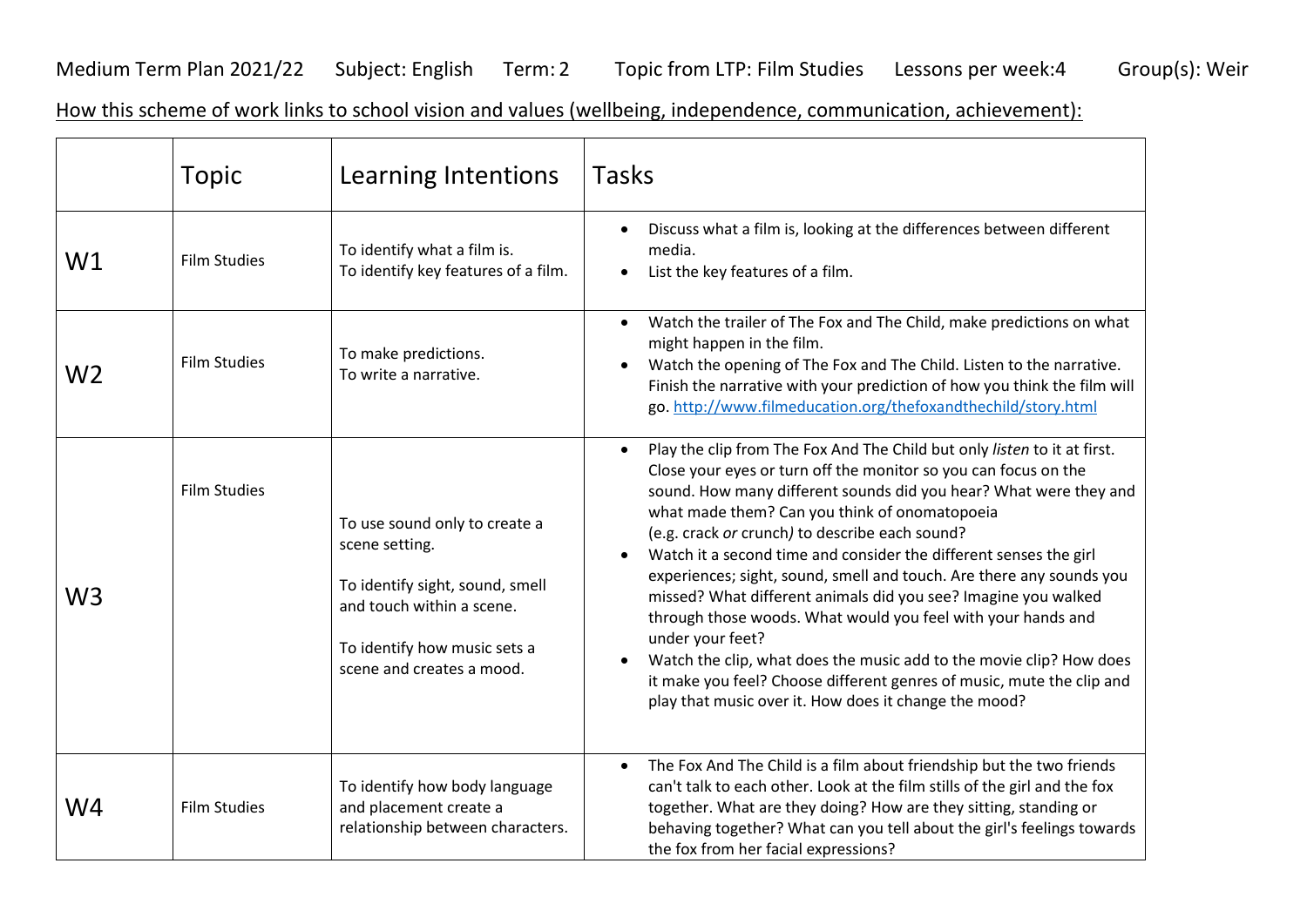Medium Term Plan 2021/22 Subject: English Term: 2 Topic from LTP: Film Studies Lessons per week:4 Group(s): Weir

<u>How this scheme of work links to school vision and values (wellbeing, independence, communication, achievement):</u>

| | Topic | Learning Intentions | Tasks |
|---|---|---|---|
| W1 | Film Studies | To identify what a film is.<br>To identify key features of a film. | • Discuss what a film is, looking at the differences between different media.<br>• List the key features of a film. |
| W2 | Film Studies | To make predictions.<br>To write a narrative. | • Watch the trailer of The Fox and The Child, make predictions on what might happen in the film.<br>• Watch the opening of The Fox and The Child. Listen to the narrative. Finish the narrative with your prediction of how you think the film will go. http://www.filmeducation.org/thefoxandthechild/story.html |
| W3 | Film Studies | To use sound only to create a scene setting.<br><br>To identify sight, sound, smell and touch within a scene.<br><br>To identify how music sets a scene and creates a mood. | • Play the clip from The Fox And The Child but only *listen* to it at first. Close your eyes or turn off the monitor so you can focus on the sound. How many different sounds did you hear? What were they and what made them? Can you think of onomatopoeia (e.g. crack *or* crunch*)* to describe each sound?<br>• Watch it a second time and consider the different senses the girl experiences; sight, sound, smell and touch. Are there any sounds you missed? What different animals did you see? Imagine you walked through those woods. What would you feel with your hands and under your feet?<br>• Watch the clip, what does the music add to the movie clip? How does it make you feel? Choose different genres of music, mute the clip and play that music over it. How does it change the mood? |
| W4 | Film Studies | To identify how body language and placement create a relationship between characters. | • The Fox And The Child is a film about friendship but the two friends can't talk to each other. Look at the film stills of the girl and the fox together. What are they doing? How are they sitting, standing or behaving together? What can you tell about the girl's feelings towards the fox from her facial expressions? |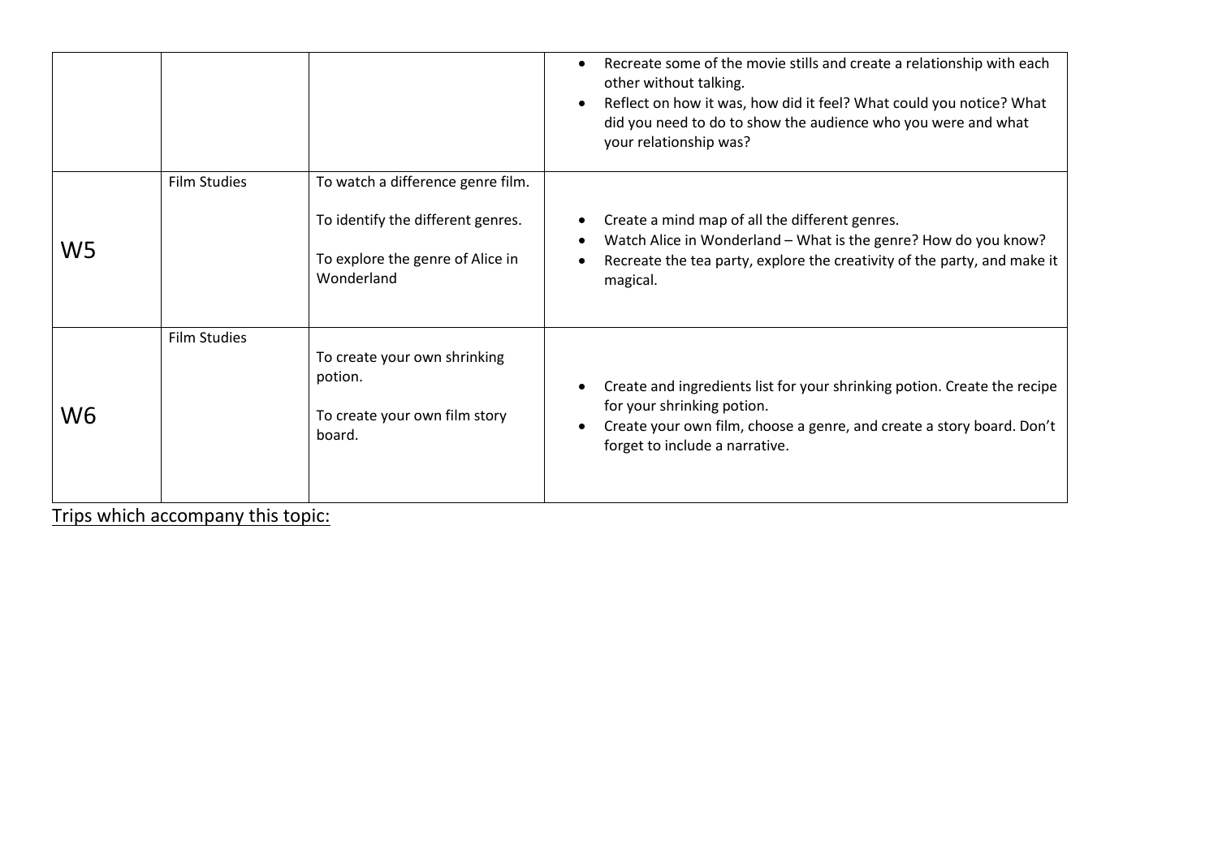| | | | |
|---|---|---|---|
| | | | • Recreate some of the movie stills and create a relationship with each other without talking.<br>• Reflect on how it was, how did it feel? What could you notice? What did you need to do to show the audience who you were and what your relationship was? |
| W5 | Film Studies | To watch a difference genre film.<br><br>To identify the different genres.<br><br>To explore the genre of Alice in Wonderland | • Create a mind map of all the different genres.<br>• Watch Alice in Wonderland – What is the genre? How do you know?<br>• Recreate the tea party, explore the creativity of the party, and make it magical. |
| W6 | Film Studies | To create your own shrinking potion.<br><br>To create your own film story board. | • Create and ingredients list for your shrinking potion. Create the recipe for your shrinking potion.<br>• Create your own film, choose a genre, and create a story board. Don't forget to include a narrative. |

Trips which accompany this topic: